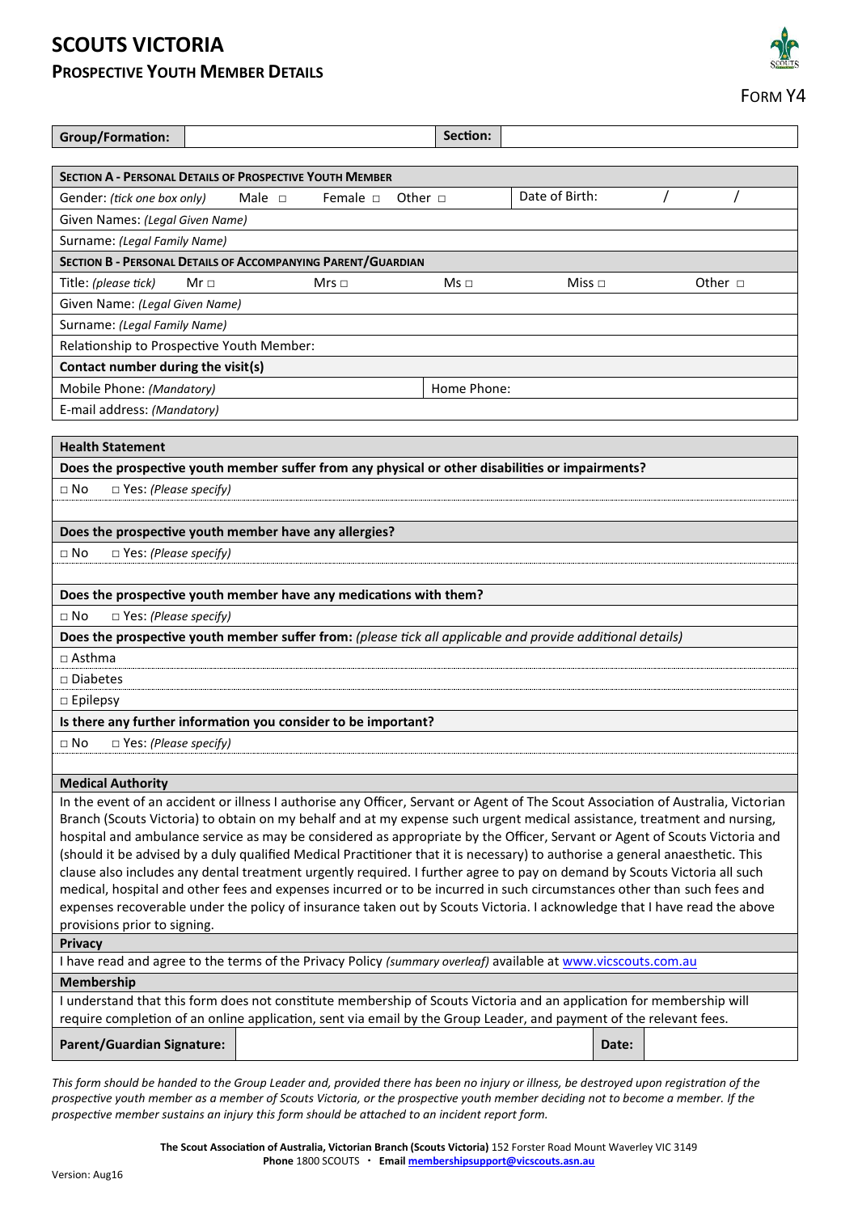# SCOUTS VICTORIA

## Prospective Youth Member Details

Form Y4

| Group/Formation: | | Section: | |
|---|---|---|---|

| **Section A - Personal Details of Prospective Youth Member** | | | |
|---|---|---|---|
| Gender: *(tick one box only)* | Male □ Female □ Other □ | Date of Birth: | / / |
| Given Names: *(Legal Given Name)* | | | |
| Surname: *(Legal Family Name)* | | | |
| **Section B - Personal Details of Accompanying Parent/Guardian** | | | |
| Title: *(please tick)* | Mr □ Mrs □ Ms □ Miss □ Other □ | | |
| Given Name: *(Legal Given Name)* | | | |
| Surname: *(Legal Family Name)* | | | |
| Relationship to Prospective Youth Member: | | | |
| **Contact number during the visit(s)** | | | |
| Mobile Phone: *(Mandatory)* | | Home Phone: | |
| E-mail address: *(Mandatory)* | | | |

**Health Statement**

**Does the prospective youth member suffer from any physical or other disabilities or impairments?**

□ No □ Yes: *(Please specify)*

**Does the prospective youth member have any allergies?**

□ No □ Yes: *(Please specify)*

**Does the prospective youth member have any medications with them?**

□ No □ Yes: *(Please specify)*

**Does the prospective youth member suffer from:** *(please tick all applicable and provide additional details)*

□ Asthma

□ Diabetes

□ Epilepsy

**Is there any further information you consider to be important?**

□ No □ Yes: *(Please specify)*

**Medical Authority**

In the event of an accident or illness I authorise any Officer, Servant or Agent of The Scout Association of Australia, Victorian Branch (Scouts Victoria) to obtain on my behalf and at my expense such urgent medical assistance, treatment and nursing, hospital and ambulance service as may be considered as appropriate by the Officer, Servant or Agent of Scouts Victoria and (should it be advised by a duly qualified Medical Practitioner that it is necessary) to authorise a general anaesthetic. This clause also includes any dental treatment urgently required. I further agree to pay on demand by Scouts Victoria all such medical, hospital and other fees and expenses incurred or to be incurred in such circumstances other than such fees and expenses recoverable under the policy of insurance taken out by Scouts Victoria. I acknowledge that I have read the above provisions prior to signing.

**Privacy**

I have read and agree to the terms of the Privacy Policy *(summary overleaf)* available at www.vicscouts.com.au

**Membership**

I understand that this form does not constitute membership of Scouts Victoria and an application for membership will require completion of an online application, sent via email by the Group Leader, and payment of the relevant fees.

| Parent/Guardian Signature: | | Date: | |
|---|---|---|---|

*This form should be handed to the Group Leader and, provided there has been no injury or illness, be destroyed upon registration of the prospective youth member as a member of Scouts Victoria, or the prospective youth member deciding not to become a member. If the prospective member sustains an injury this form should be attached to an incident report form.*

**The Scout Association of Australia, Victorian Branch (Scouts Victoria)** 152 Forster Road Mount Waverley VIC 3149
**Phone** 1800 SCOUTS · **Email** membershipsupport@vicscouts.asn.au

Version: Aug16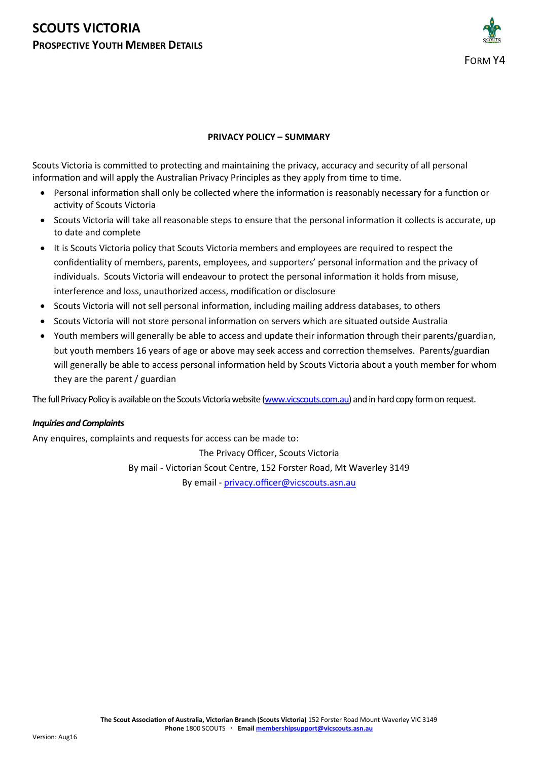# SCOUTS VICTORIA

## PROSPECTIVE YOUTH MEMBER DETAILS

FORM Y4

**PRIVACY POLICY – SUMMARY**

Scouts Victoria is committed to protecting and maintaining the privacy, accuracy and security of all personal information and will apply the Australian Privacy Principles as they apply from time to time.

- Personal information shall only be collected where the information is reasonably necessary for a function or activity of Scouts Victoria
- Scouts Victoria will take all reasonable steps to ensure that the personal information it collects is accurate, up to date and complete
- It is Scouts Victoria policy that Scouts Victoria members and employees are required to respect the confidentiality of members, parents, employees, and supporters' personal information and the privacy of individuals. Scouts Victoria will endeavour to protect the personal information it holds from misuse, interference and loss, unauthorized access, modification or disclosure
- Scouts Victoria will not sell personal information, including mailing address databases, to others
- Scouts Victoria will not store personal information on servers which are situated outside Australia
- Youth members will generally be able to access and update their information through their parents/guardian, but youth members 16 years of age or above may seek access and correction themselves. Parents/guardian will generally be able to access personal information held by Scouts Victoria about a youth member for whom they are the parent / guardian

The full Privacy Policy is available on the Scouts Victoria website (www.vicscouts.com.au) and in hard copy form on request.

***Inquiries and Complaints***

Any enquires, complaints and requests for access can be made to:

The Privacy Officer, Scouts Victoria

By mail - Victorian Scout Centre, 152 Forster Road, Mt Waverley 3149

By email - privacy.officer@vicscouts.asn.au

**The Scout Association of Australia, Victorian Branch (Scouts Victoria)** 152 Forster Road Mount Waverley VIC 3149
**Phone** 1800 SCOUTS · **Email** membershipsupport@vicscouts.asn.au

Version: Aug16